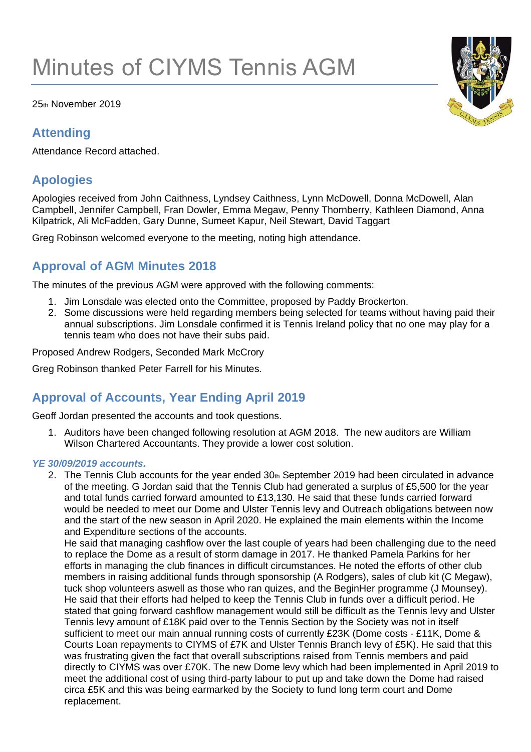# Minutes of CIYMS Tennis AGM

25th November 2019

## Attending

Attendance Record attached.

## Apologies

Apologies received from John Caithness, Lyndsey Caithness, Lynn McDowell, Donna McDowell, Alan Campbell, Jennifer Campbell, Fran Dowler, Emma Megaw, Penny Thornberry, Kathleen Diamond, Anna Kilpatrick, Ali McFadden, Gary Dunne, Sumeet Kapur, Neil Stewart, David Taggart

Greg Robinson welcomed everyone to the meeting, noting high attendance.

## Approval of AGM Minutes 2018

The minutes of the previous AGM were approved with the following comments:

1. Jim Lonsdale was elected onto the Committee, proposed by Paddy Brockerton.
2. Some discussions were held regarding members being selected for teams without having paid their annual subscriptions. Jim Lonsdale confirmed it is Tennis Ireland policy that no one may play for a tennis team who does not have their subs paid.

Proposed Andrew Rodgers, Seconded Mark McCrory

Greg Robinson thanked Peter Farrell for his Minutes.

## Approval of Accounts, Year Ending April 2019

Geoff Jordan presented the accounts and took questions.

1. Auditors have been changed following resolution at AGM 2018. The new auditors are William Wilson Chartered Accountants. They provide a lower cost solution.

### *YE 30/09/2019 accounts.*

2. The Tennis Club accounts for the year ended 30th September 2019 had been circulated in advance of the meeting. G Jordan said that the Tennis Club had generated a surplus of £5,500 for the year and total funds carried forward amounted to £13,130. He said that these funds carried forward would be needed to meet our Dome and Ulster Tennis levy and Outreach obligations between now and the start of the new season in April 2020. He explained the main elements within the Income and Expenditure sections of the accounts.
   He said that managing cashflow over the last couple of years had been challenging due to the need to replace the Dome as a result of storm damage in 2017. He thanked Pamela Parkins for her efforts in managing the club finances in difficult circumstances. He noted the efforts of other club members in raising additional funds through sponsorship (A Rodgers), sales of club kit (C Megaw), tuck shop volunteers aswell as those who ran quizes, and the BeginHer programme (J Mounsey). He said that their efforts had helped to keep the Tennis Club in funds over a difficult period. He stated that going forward cashflow management would still be difficult as the Tennis levy and Ulster Tennis levy amount of £18K paid over to the Tennis Section by the Society was not in itself sufficient to meet our main annual running costs of currently £23K (Dome costs - £11K, Dome & Courts Loan repayments to CIYMS of £7K and Ulster Tennis Branch levy of £5K). He said that this was frustrating given the fact that overall subscriptions raised from Tennis members and paid directly to CIYMS was over £70K. The new Dome levy which had been implemented in April 2019 to meet the additional cost of using third-party labour to put up and take down the Dome had raised circa £5K and this was being earmarked by the Society to fund long term court and Dome replacement.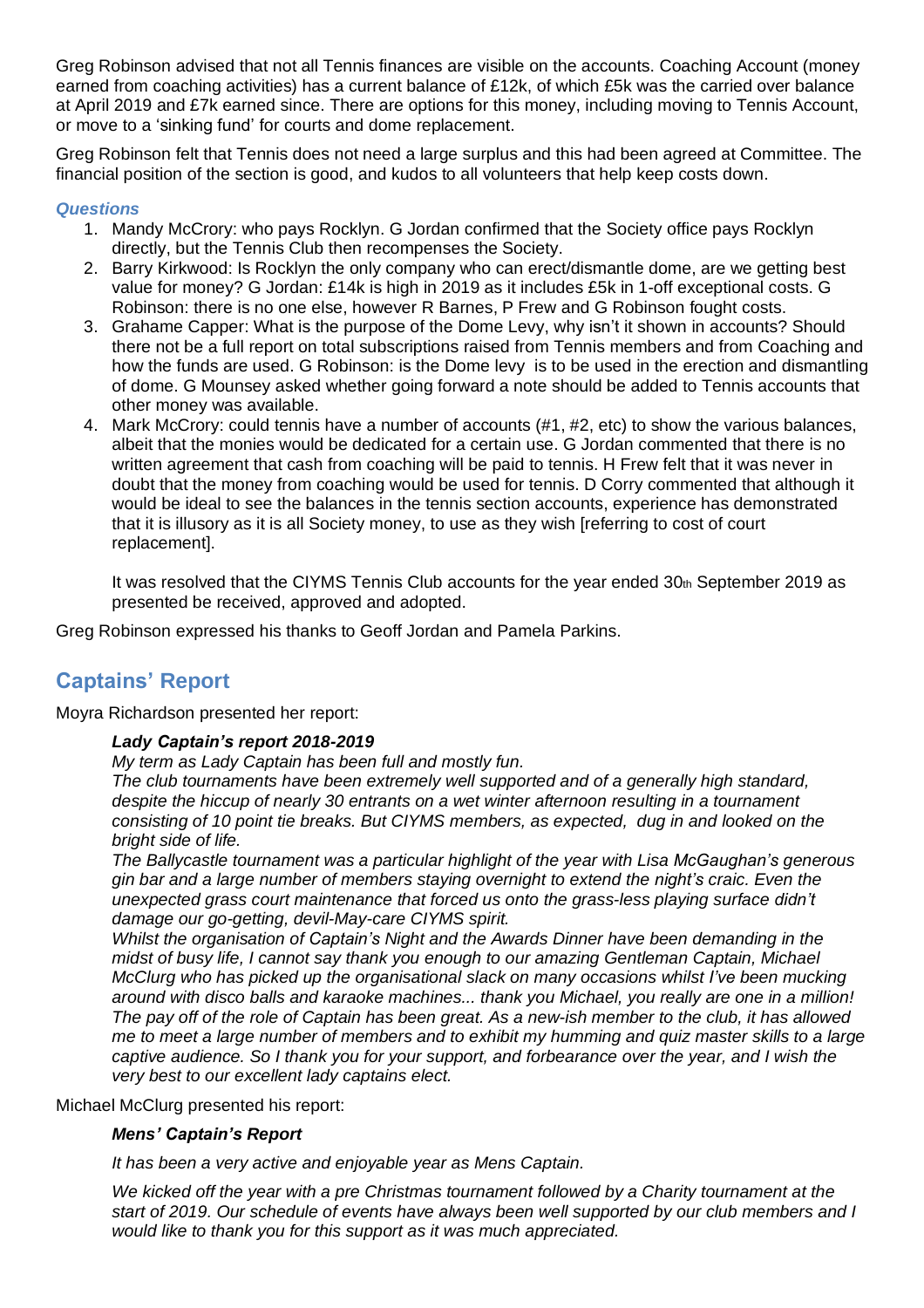Greg Robinson advised that not all Tennis finances are visible on the accounts. Coaching Account (money earned from coaching activities) has a current balance of £12k, of which £5k was the carried over balance at April 2019 and £7k earned since. There are options for this money, including moving to Tennis Account, or move to a 'sinking fund' for courts and dome replacement.

Greg Robinson felt that Tennis does not need a large surplus and this had been agreed at Committee. The financial position of the section is good, and kudos to all volunteers that help keep costs down.

### *Questions*

1. Mandy McCrory: who pays Rocklyn. G Jordan confirmed that the Society office pays Rocklyn directly, but the Tennis Club then recompenses the Society.
2. Barry Kirkwood: Is Rocklyn the only company who can erect/dismantle dome, are we getting best value for money? G Jordan: £14k is high in 2019 as it includes £5k in 1-off exceptional costs. G Robinson: there is no one else, however R Barnes, P Frew and G Robinson fought costs.
3. Grahame Capper: What is the purpose of the Dome Levy, why isn't it shown in accounts? Should there not be a full report on total subscriptions raised from Tennis members and from Coaching and how the funds are used. G Robinson: is the Dome levy is to be used in the erection and dismantling of dome. G Mounsey asked whether going forward a note should be added to Tennis accounts that other money was available.
4. Mark McCrory: could tennis have a number of accounts (#1, #2, etc) to show the various balances, albeit that the monies would be dedicated for a certain use. G Jordan commented that there is no written agreement that cash from coaching will be paid to tennis. H Frew felt that it was never in doubt that the money from coaching would be used for tennis. D Corry commented that although it would be ideal to see the balances in the tennis section accounts, experience has demonstrated that it is illusory as it is all Society money, to use as they wish [referring to cost of court replacement].

   It was resolved that the CIYMS Tennis Club accounts for the year ended 30th September 2019 as presented be received, approved and adopted.

Greg Robinson expressed his thanks to Geoff Jordan and Pamela Parkins.

## Captains' Report

Moyra Richardson presented her report:

***Lady Captain's report 2018-2019***

*My term as Lady Captain has been full and mostly fun.*

*The club tournaments have been extremely well supported and of a generally high standard, despite the hiccup of nearly 30 entrants on a wet winter afternoon resulting in a tournament consisting of 10 point tie breaks. But CIYMS members, as expected, dug in and looked on the bright side of life.*

*The Ballycastle tournament was a particular highlight of the year with Lisa McGaughan's generous gin bar and a large number of members staying overnight to extend the night's craic. Even the unexpected grass court maintenance that forced us onto the grass-less playing surface didn't damage our go-getting, devil-May-care CIYMS spirit.*

*Whilst the organisation of Captain's Night and the Awards Dinner have been demanding in the midst of busy life, I cannot say thank you enough to our amazing Gentleman Captain, Michael McClurg who has picked up the organisational slack on many occasions whilst I've been mucking around with disco balls and karaoke machines... thank you Michael, you really are one in a million! The pay off of the role of Captain has been great. As a new-ish member to the club, it has allowed me to meet a large number of members and to exhibit my humming and quiz master skills to a large captive audience. So I thank you for your support, and forbearance over the year, and I wish the very best to our excellent lady captains elect.*

Michael McClurg presented his report:

***Mens' Captain's Report***

*It has been a very active and enjoyable year as Mens Captain.*

*We kicked off the year with a pre Christmas tournament followed by a Charity tournament at the start of 2019. Our schedule of events have always been well supported by our club members and I would like to thank you for this support as it was much appreciated.*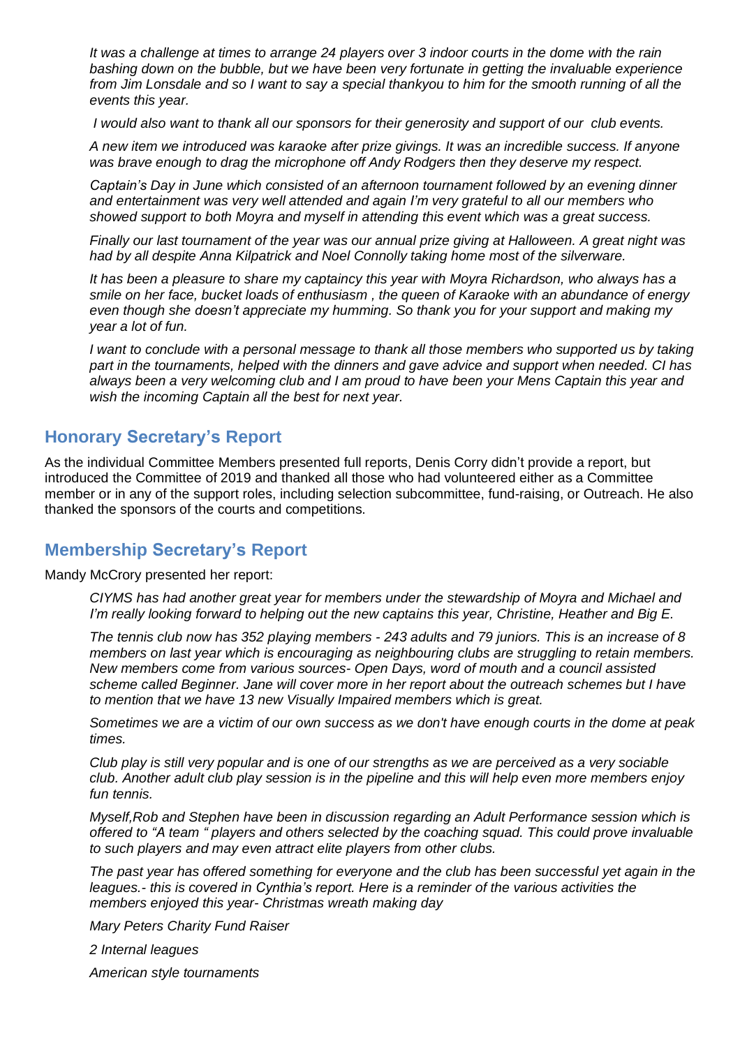*It was a challenge at times to arrange 24 players over 3 indoor courts in the dome with the rain bashing down on the bubble, but we have been very fortunate in getting the invaluable experience from Jim Lonsdale and so I want to say a special thankyou to him for the smooth running of all the events this year.*

*I would also want to thank all our sponsors for their generosity and support of our club events.*

*A new item we introduced was karaoke after prize givings. It was an incredible success. If anyone was brave enough to drag the microphone off Andy Rodgers then they deserve my respect.*

*Captain's Day in June which consisted of an afternoon tournament followed by an evening dinner and entertainment was very well attended and again I'm very grateful to all our members who showed support to both Moyra and myself in attending this event which was a great success.*

*Finally our last tournament of the year was our annual prize giving at Halloween. A great night was had by all despite Anna Kilpatrick and Noel Connolly taking home most of the silverware.*

*It has been a pleasure to share my captaincy this year with Moyra Richardson, who always has a smile on her face, bucket loads of enthusiasm , the queen of Karaoke with an abundance of energy even though she doesn't appreciate my humming. So thank you for your support and making my year a lot of fun.*

*I want to conclude with a personal message to thank all those members who supported us by taking part in the tournaments, helped with the dinners and gave advice and support when needed. CI has always been a very welcoming club and I am proud to have been your Mens Captain this year and wish the incoming Captain all the best for next year.*

## Honorary Secretary's Report

As the individual Committee Members presented full reports, Denis Corry didn't provide a report, but introduced the Committee of 2019 and thanked all those who had volunteered either as a Committee member or in any of the support roles, including selection subcommittee, fund-raising, or Outreach. He also thanked the sponsors of the courts and competitions.

## Membership Secretary's Report

Mandy McCrory presented her report:

*CIYMS has had another great year for members under the stewardship of Moyra and Michael and I'm really looking forward to helping out the new captains this year, Christine, Heather and Big E.*

*The tennis club now has 352 playing members - 243 adults and 79 juniors. This is an increase of 8 members on last year which is encouraging as neighbouring clubs are struggling to retain members. New members come from various sources- Open Days, word of mouth and a council assisted scheme called Beginner. Jane will cover more in her report about the outreach schemes but I have to mention that we have 13 new Visually Impaired members which is great.*

*Sometimes we are a victim of our own success as we don't have enough courts in the dome at peak times.*

*Club play is still very popular and is one of our strengths as we are perceived as a very sociable club. Another adult club play session is in the pipeline and this will help even more members enjoy fun tennis.*

*Myself,Rob and Stephen have been in discussion regarding an Adult Performance session which is offered to "A team " players and others selected by the coaching squad. This could prove invaluable to such players and may even attract elite players from other clubs.*

*The past year has offered something for everyone and the club has been successful yet again in the leagues.- this is covered in Cynthia's report. Here is a reminder of the various activities the members enjoyed this year- Christmas wreath making day*

*Mary Peters Charity Fund Raiser*

*2 Internal leagues*

*American style tournaments*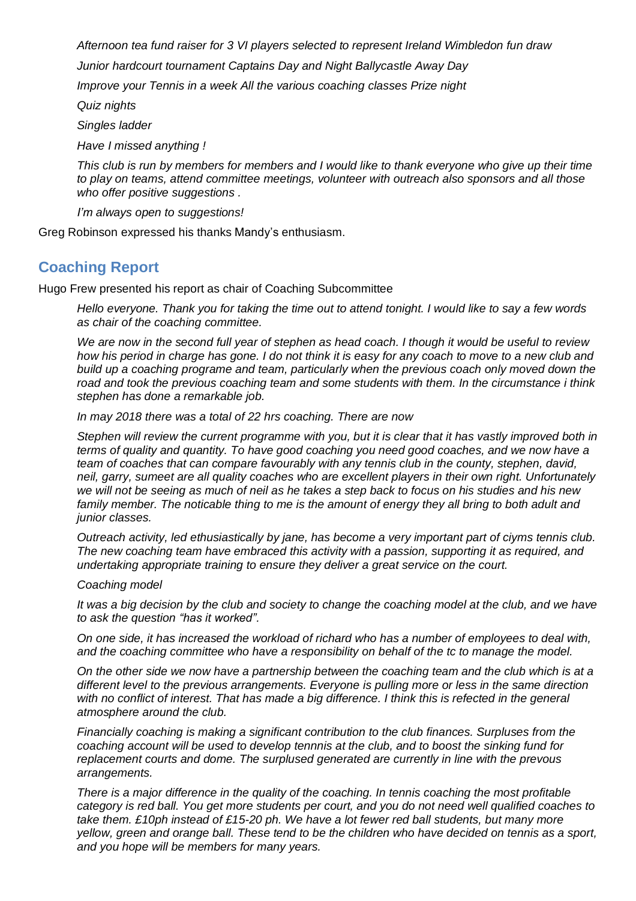*Afternoon tea fund raiser for 3 VI players selected to represent Ireland Wimbledon fun draw*

*Junior hardcourt tournament Captains Day and Night Ballycastle Away Day*

*Improve your Tennis in a week All the various coaching classes Prize night*

*Quiz nights*

*Singles ladder*

*Have I missed anything !*

*This club is run by members for members and I would like to thank everyone who give up their time to play on teams, attend committee meetings, volunteer with outreach also sponsors and all those who offer positive suggestions .*

*I'm always open to suggestions!*

Greg Robinson expressed his thanks Mandy's enthusiasm.

## Coaching Report

Hugo Frew presented his report as chair of Coaching Subcommittee

*Hello everyone. Thank you for taking the time out to attend tonight. I would like to say a few words as chair of the coaching committee.*

*We are now in the second full year of stephen as head coach. I though it would be useful to review how his period in charge has gone. I do not think it is easy for any coach to move to a new club and build up a coaching programe and team, particularly when the previous coach only moved down the road and took the previous coaching team and some students with them. In the circumstance i think stephen has done a remarkable job.*

*In may 2018 there was a total of 22 hrs coaching. There are now*

*Stephen will review the current programme with you, but it is clear that it has vastly improved both in terms of quality and quantity. To have good coaching you need good coaches, and we now have a team of coaches that can compare favourably with any tennis club in the county, stephen, david, neil, garry, sumeet are all quality coaches who are excellent players in their own right. Unfortunately we will not be seeing as much of neil as he takes a step back to focus on his studies and his new family member. The noticable thing to me is the amount of energy they all bring to both adult and junior classes.*

*Outreach activity, led ethusiastically by jane, has become a very important part of ciyms tennis club. The new coaching team have embraced this activity with a passion, supporting it as required, and undertaking appropriate training to ensure they deliver a great service on the court.*

*Coaching model*

*It was a big decision by the club and society to change the coaching model at the club, and we have to ask the question "has it worked".*

*On one side, it has increased the workload of richard who has a number of employees to deal with, and the coaching committee who have a responsibility on behalf of the tc to manage the model.*

*On the other side we now have a partnership between the coaching team and the club which is at a different level to the previous arrangements. Everyone is pulling more or less in the same direction with no conflict of interest. That has made a big difference. I think this is refected in the general atmosphere around the club.*

*Financially coaching is making a significant contribution to the club finances. Surpluses from the coaching account will be used to develop tennnis at the club, and to boost the sinking fund for replacement courts and dome. The surplused generated are currently in line with the prevous arrangements.*

*There is a major difference in the quality of the coaching. In tennis coaching the most profitable category is red ball. You get more students per court, and you do not need well qualified coaches to take them. £10ph instead of £15-20 ph. We have a lot fewer red ball students, but many more yellow, green and orange ball. These tend to be the children who have decided on tennis as a sport, and you hope will be members for many years.*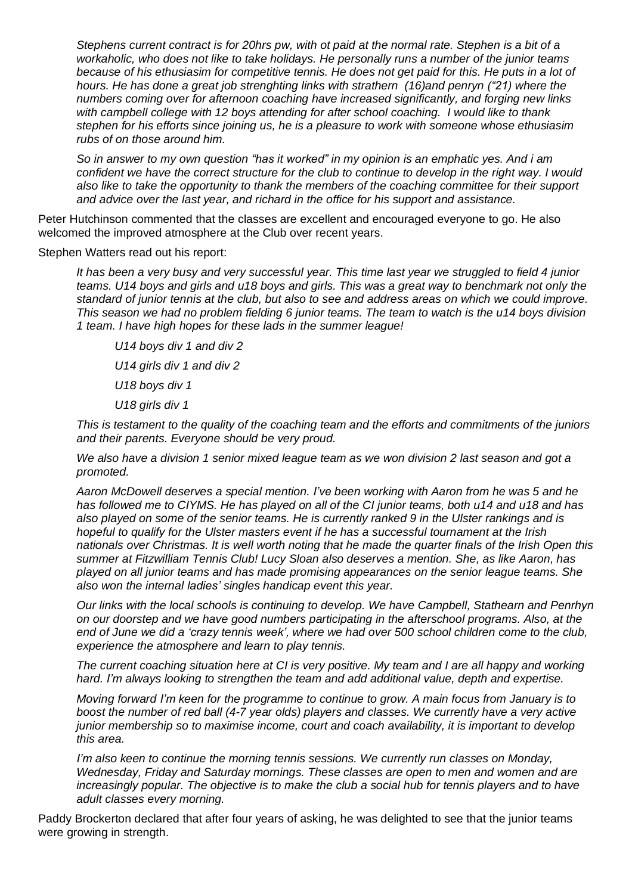*Stephens current contract is for 20hrs pw, with ot paid at the normal rate. Stephen is a bit of a workaholic, who does not like to take holidays. He personally runs a number of the junior teams because of his ethusiasim for competitive tennis. He does not get paid for this. He puts in a lot of hours. He has done a great job strenghting links with strathern (16)and penryn ("21) where the numbers coming over for afternoon coaching have increased significantly, and forging new links with campbell college with 12 boys attending for after school coaching. I would like to thank stephen for his efforts since joining us, he is a pleasure to work with someone whose ethusiasim rubs of on those around him.*

*So in answer to my own question "has it worked" in my opinion is an emphatic yes. And i am confident we have the correct structure for the club to continue to develop in the right way. I would also like to take the opportunity to thank the members of the coaching committee for their support and advice over the last year, and richard in the office for his support and assistance.*

Peter Hutchinson commented that the classes are excellent and encouraged everyone to go. He also welcomed the improved atmosphere at the Club over recent years.

Stephen Watters read out his report:

*It has been a very busy and very successful year. This time last year we struggled to field 4 junior teams. U14 boys and girls and u18 boys and girls. This was a great way to benchmark not only the standard of junior tennis at the club, but also to see and address areas on which we could improve. This season we had no problem fielding 6 junior teams. The team to watch is the u14 boys division 1 team. I have high hopes for these lads in the summer league!*

*U14 boys div 1 and div 2*

*U14 girls div 1 and div 2*

*U18 boys div 1*

*U18 girls div 1*

*This is testament to the quality of the coaching team and the efforts and commitments of the juniors and their parents. Everyone should be very proud.*

*We also have a division 1 senior mixed league team as we won division 2 last season and got a promoted.*

*Aaron McDowell deserves a special mention. I've been working with Aaron from he was 5 and he has followed me to CIYMS. He has played on all of the CI junior teams, both u14 and u18 and has also played on some of the senior teams. He is currently ranked 9 in the Ulster rankings and is hopeful to qualify for the Ulster masters event if he has a successful tournament at the Irish nationals over Christmas. It is well worth noting that he made the quarter finals of the Irish Open this summer at Fitzwilliam Tennis Club! Lucy Sloan also deserves a mention. She, as like Aaron, has played on all junior teams and has made promising appearances on the senior league teams. She also won the internal ladies' singles handicap event this year.*

*Our links with the local schools is continuing to develop. We have Campbell, Stathearn and Penrhyn on our doorstep and we have good numbers participating in the afterschool programs. Also, at the end of June we did a 'crazy tennis week', where we had over 500 school children come to the club, experience the atmosphere and learn to play tennis.*

*The current coaching situation here at CI is very positive. My team and I are all happy and working hard. I'm always looking to strengthen the team and add additional value, depth and expertise.*

*Moving forward I'm keen for the programme to continue to grow. A main focus from January is to boost the number of red ball (4-7 year olds) players and classes. We currently have a very active junior membership so to maximise income, court and coach availability, it is important to develop this area.*

*I'm also keen to continue the morning tennis sessions. We currently run classes on Monday, Wednesday, Friday and Saturday mornings. These classes are open to men and women and are increasingly popular. The objective is to make the club a social hub for tennis players and to have adult classes every morning.*

Paddy Brockerton declared that after four years of asking, he was delighted to see that the junior teams were growing in strength.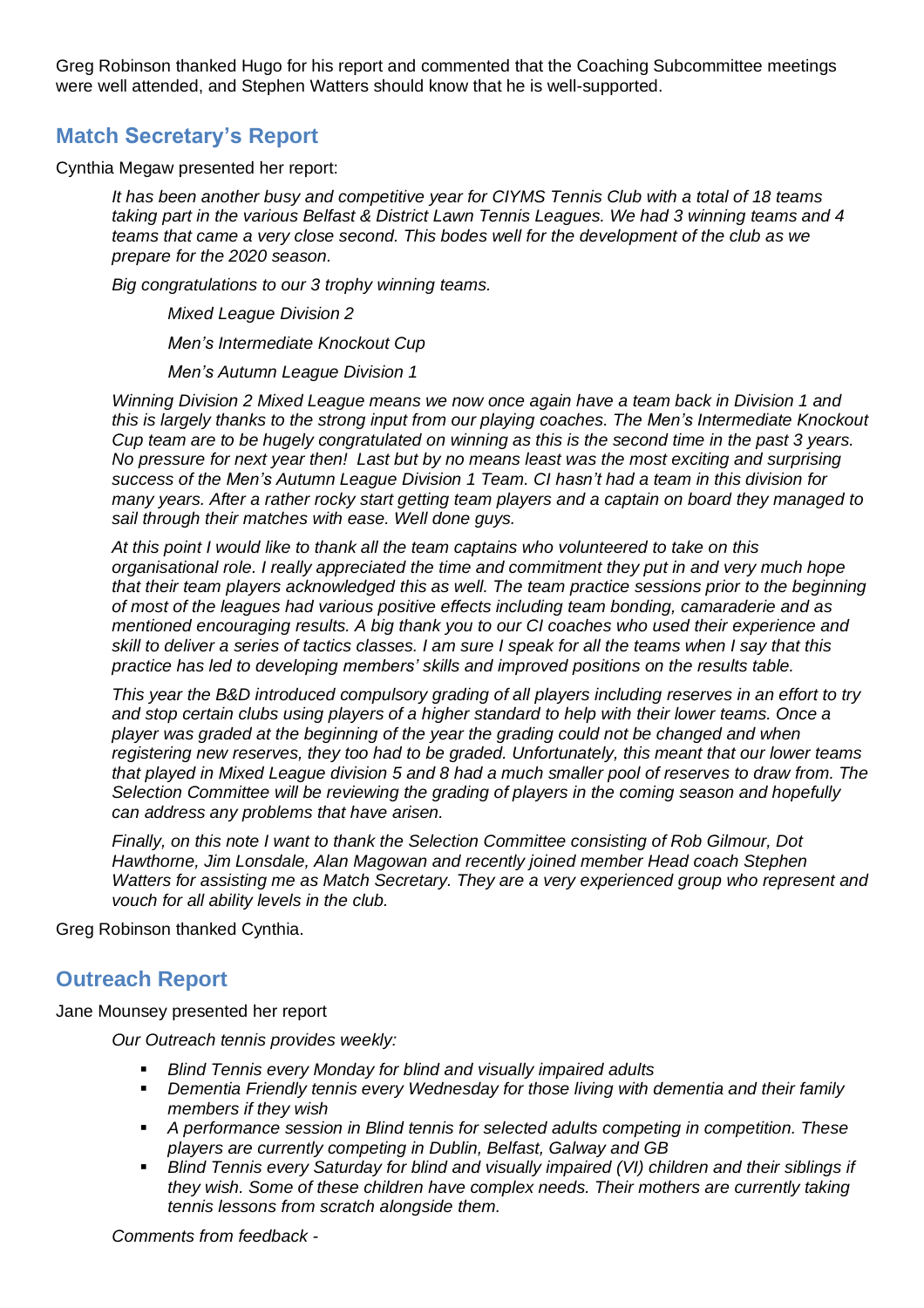Greg Robinson thanked Hugo for his report and commented that the Coaching Subcommittee meetings were well attended, and Stephen Watters should know that he is well-supported.

## Match Secretary's Report

Cynthia Megaw presented her report:

> *It has been another busy and competitive year for CIYMS Tennis Club with a total of 18 teams taking part in the various Belfast & District Lawn Tennis Leagues. We had 3 winning teams and 4 teams that came a very close second. This bodes well for the development of the club as we prepare for the 2020 season.*
>
> *Big congratulations to our 3 trophy winning teams.*
>
> > *Mixed League Division 2*
> >
> > *Men's Intermediate Knockout Cup*
> >
> > *Men's Autumn League Division 1*
>
> *Winning Division 2 Mixed League means we now once again have a team back in Division 1 and this is largely thanks to the strong input from our playing coaches. The Men's Intermediate Knockout Cup team are to be hugely congratulated on winning as this is the second time in the past 3 years. No pressure for next year then! Last but by no means least was the most exciting and surprising success of the Men's Autumn League Division 1 Team. CI hasn't had a team in this division for many years. After a rather rocky start getting team players and a captain on board they managed to sail through their matches with ease. Well done guys.*
>
> *At this point I would like to thank all the team captains who volunteered to take on this organisational role. I really appreciated the time and commitment they put in and very much hope that their team players acknowledged this as well. The team practice sessions prior to the beginning of most of the leagues had various positive effects including team bonding, camaraderie and as mentioned encouraging results. A big thank you to our CI coaches who used their experience and skill to deliver a series of tactics classes. I am sure I speak for all the teams when I say that this practice has led to developing members' skills and improved positions on the results table.*
>
> *This year the B&D introduced compulsory grading of all players including reserves in an effort to try and stop certain clubs using players of a higher standard to help with their lower teams. Once a player was graded at the beginning of the year the grading could not be changed and when registering new reserves, they too had to be graded. Unfortunately, this meant that our lower teams that played in Mixed League division 5 and 8 had a much smaller pool of reserves to draw from. The Selection Committee will be reviewing the grading of players in the coming season and hopefully can address any problems that have arisen.*
>
> *Finally, on this note I want to thank the Selection Committee consisting of Rob Gilmour, Dot Hawthorne, Jim Lonsdale, Alan Magowan and recently joined member Head coach Stephen Watters for assisting me as Match Secretary. They are a very experienced group who represent and vouch for all ability levels in the club.*

Greg Robinson thanked Cynthia.

## Outreach Report

Jane Mounsey presented her report

> *Our Outreach tennis provides weekly:*
>
> - *Blind Tennis every Monday for blind and visually impaired adults*
> - *Dementia Friendly tennis every Wednesday for those living with dementia and their family members if they wish*
> - *A performance session in Blind tennis for selected adults competing in competition. These players are currently competing in Dublin, Belfast, Galway and GB*
> - *Blind Tennis every Saturday for blind and visually impaired (VI) children and their siblings if they wish. Some of these children have complex needs. Their mothers are currently taking tennis lessons from scratch alongside them.*
>
> *Comments from feedback -*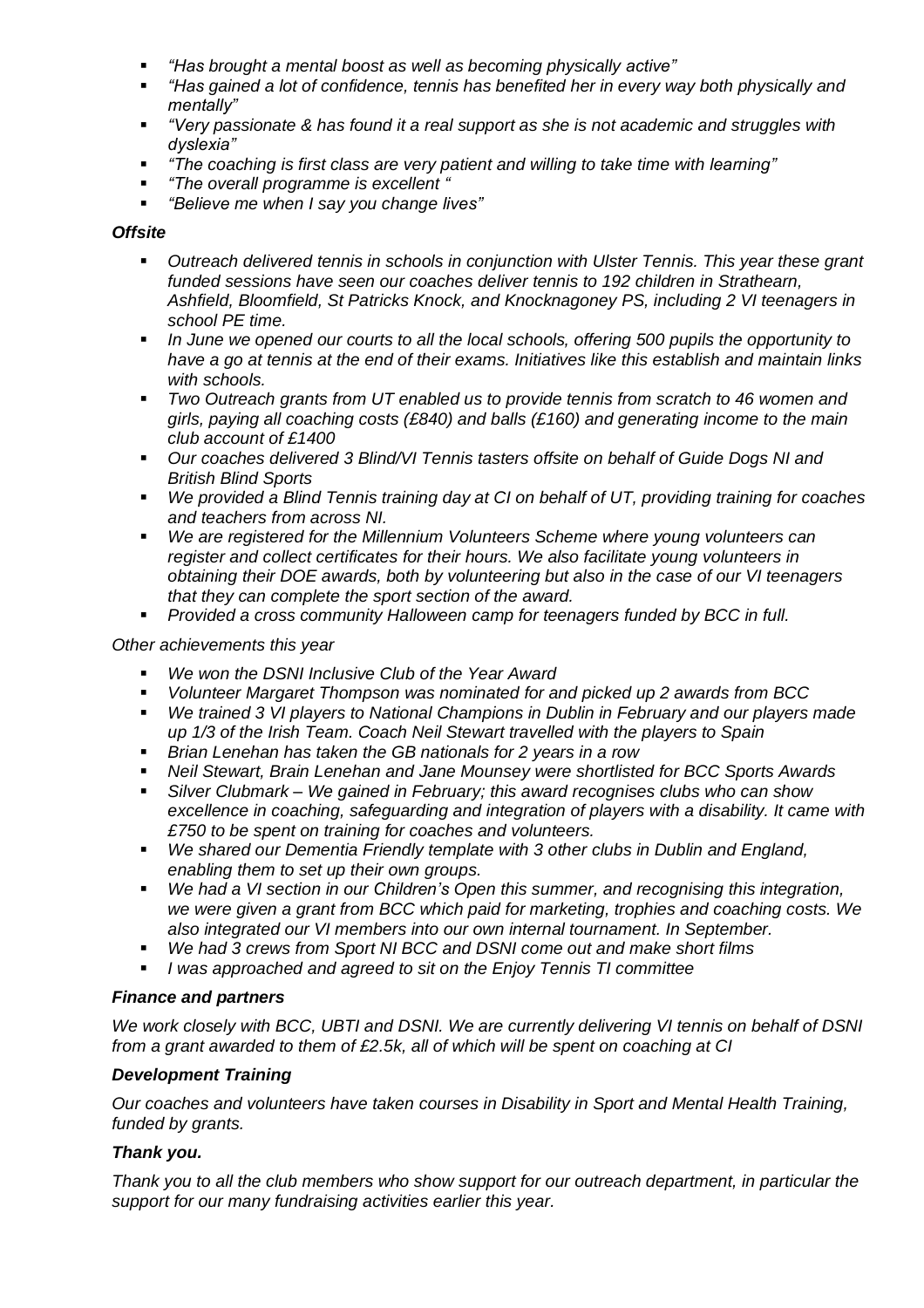- *"Has brought a mental boost as well as becoming physically active"*
- *"Has gained a lot of confidence, tennis has benefited her in every way both physically and mentally"*
- *"Very passionate & has found it a real support as she is not academic and struggles with dyslexia"*
- *"The coaching is first class are very patient and willing to take time with learning"*
- *"The overall programme is excellent "*
- *"Believe me when I say you change lives"*

***Offsite***

- *Outreach delivered tennis in schools in conjunction with Ulster Tennis. This year these grant funded sessions have seen our coaches deliver tennis to 192 children in Strathearn, Ashfield, Bloomfield, St Patricks Knock, and Knocknagoney PS, including 2 VI teenagers in school PE time.*
- *In June we opened our courts to all the local schools, offering 500 pupils the opportunity to have a go at tennis at the end of their exams. Initiatives like this establish and maintain links with schools.*
- *Two Outreach grants from UT enabled us to provide tennis from scratch to 46 women and girls, paying all coaching costs (£840) and balls (£160) and generating income to the main club account of £1400*
- *Our coaches delivered 3 Blind/VI Tennis tasters offsite on behalf of Guide Dogs NI and British Blind Sports*
- *We provided a Blind Tennis training day at CI on behalf of UT, providing training for coaches and teachers from across NI.*
- *We are registered for the Millennium Volunteers Scheme where young volunteers can register and collect certificates for their hours. We also facilitate young volunteers in obtaining their DOE awards, both by volunteering but also in the case of our VI teenagers that they can complete the sport section of the award.*
- *Provided a cross community Halloween camp for teenagers funded by BCC in full.*

*Other achievements this year*

- *We won the DSNI Inclusive Club of the Year Award*
- *Volunteer Margaret Thompson was nominated for and picked up 2 awards from BCC*
- *We trained 3 VI players to National Champions in Dublin in February and our players made up 1/3 of the Irish Team. Coach Neil Stewart travelled with the players to Spain*
- *Brian Lenehan has taken the GB nationals for 2 years in a row*
- *Neil Stewart, Brain Lenehan and Jane Mounsey were shortlisted for BCC Sports Awards*
- *Silver Clubmark – We gained in February; this award recognises clubs who can show excellence in coaching, safeguarding and integration of players with a disability. It came with £750 to be spent on training for coaches and volunteers.*
- *We shared our Dementia Friendly template with 3 other clubs in Dublin and England, enabling them to set up their own groups.*
- *We had a VI section in our Children's Open this summer, and recognising this integration, we were given a grant from BCC which paid for marketing, trophies and coaching costs. We also integrated our VI members into our own internal tournament. In September.*
- *We had 3 crews from Sport NI BCC and DSNI come out and make short films*
- *I was approached and agreed to sit on the Enjoy Tennis TI committee*

***Finance and partners***

*We work closely with BCC, UBTI and DSNI. We are currently delivering VI tennis on behalf of DSNI from a grant awarded to them of £2.5k, all of which will be spent on coaching at CI*

***Development Training***

*Our coaches and volunteers have taken courses in Disability in Sport and Mental Health Training, funded by grants.*

***Thank you.***

*Thank you to all the club members who show support for our outreach department, in particular the support for our many fundraising activities earlier this year.*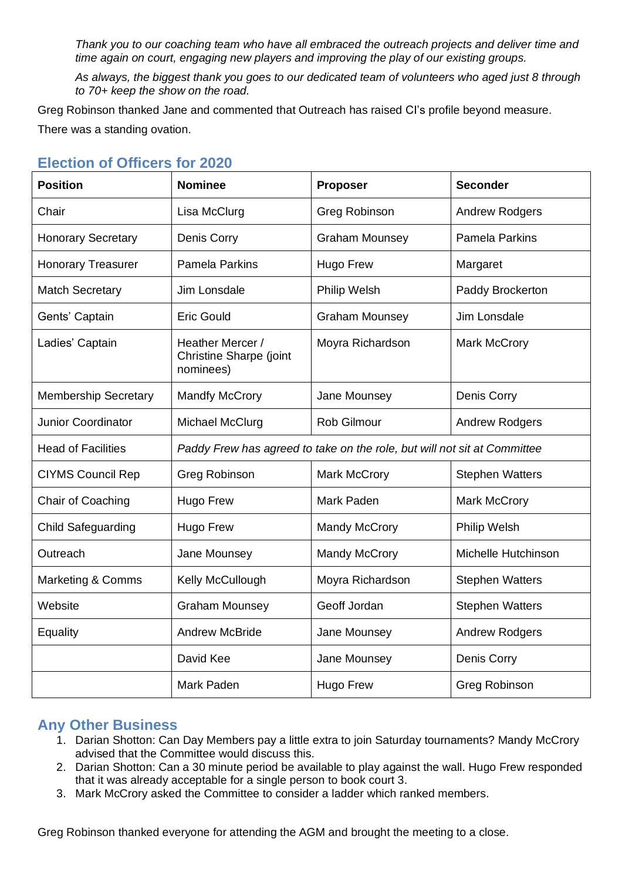*Thank you to our coaching team who have all embraced the outreach projects and deliver time and time again on court, engaging new players and improving the play of our existing groups.*

*As always, the biggest thank you goes to our dedicated team of volunteers who aged just 8 through to 70+ keep the show on the road.*

Greg Robinson thanked Jane and commented that Outreach has raised CI's profile beyond measure.

There was a standing ovation.

## Election of Officers for 2020

| Position | Nominee | Proposer | Seconder |
|---|---|---|---|
| Chair | Lisa McClurg | Greg Robinson | Andrew Rodgers |
| Honorary Secretary | Denis Corry | Graham Mounsey | Pamela Parkins |
| Honorary Treasurer | Pamela Parkins | Hugo Frew | Margaret |
| Match Secretary | Jim Lonsdale | Philip Welsh | Paddy Brockerton |
| Gents' Captain | Eric Gould | Graham Mounsey | Jim Lonsdale |
| Ladies' Captain | Heather Mercer / Christine Sharpe (joint nominees) | Moyra Richardson | Mark McCrory |
| Membership Secretary | Mandfy McCrory | Jane Mounsey | Denis Corry |
| Junior Coordinator | Michael McClurg | Rob Gilmour | Andrew Rodgers |
| Head of Facilities | *Paddy Frew has agreed to take on the role, but will not sit at Committee* | | |
| CIYMS Council Rep | Greg Robinson | Mark McCrory | Stephen Watters |
| Chair of Coaching | Hugo Frew | Mark Paden | Mark McCrory |
| Child Safeguarding | Hugo Frew | Mandy McCrory | Philip Welsh |
| Outreach | Jane Mounsey | Mandy McCrory | Michelle Hutchinson |
| Marketing & Comms | Kelly McCullough | Moyra Richardson | Stephen Watters |
| Website | Graham Mounsey | Geoff Jordan | Stephen Watters |
| Equality | Andrew McBride | Jane Mounsey | Andrew Rodgers |
| | David Kee | Jane Mounsey | Denis Corry |
| | Mark Paden | Hugo Frew | Greg Robinson |

## Any Other Business

1. Darian Shotton: Can Day Members pay a little extra to join Saturday tournaments? Mandy McCrory advised that the Committee would discuss this.
2. Darian Shotton: Can a 30 minute period be available to play against the wall. Hugo Frew responded that it was already acceptable for a single person to book court 3.
3. Mark McCrory asked the Committee to consider a ladder which ranked members.

Greg Robinson thanked everyone for attending the AGM and brought the meeting to a close.